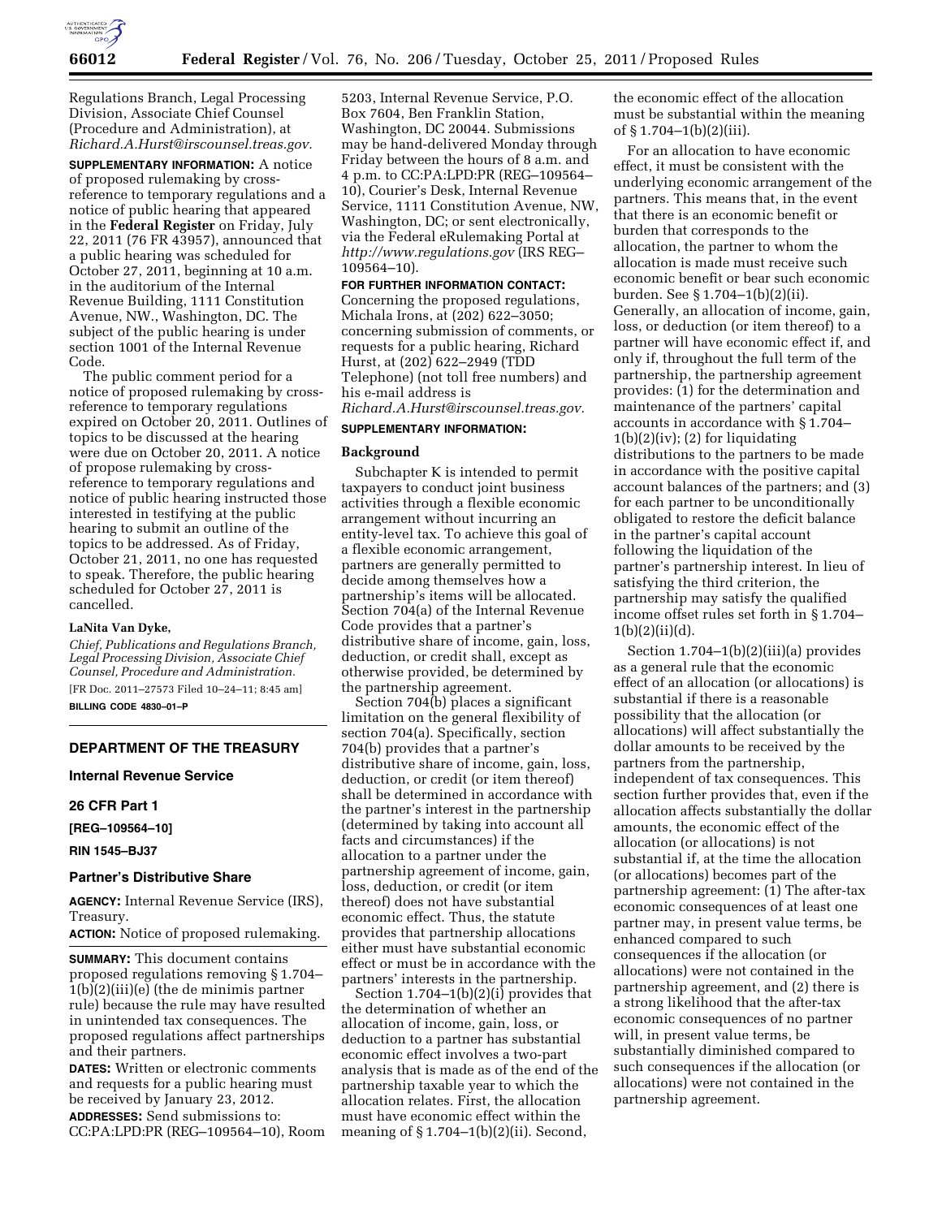Regulations Branch, Legal Processing Division, Associate Chief Counsel (Procedure and Administration), at *Richard.A.Hurst@irscounsel.treas.gov.*

**SUPPLEMENTARY INFORMATION:** A notice of proposed rulemaking by cross-reference to temporary regulations and a notice of public hearing that appeared in the **Federal Register** on Friday, July 22, 2011 (76 FR 43957), announced that a public hearing was scheduled for October 27, 2011, beginning at 10 a.m. in the auditorium of the Internal Revenue Building, 1111 Constitution Avenue, NW., Washington, DC. The subject of the public hearing is under section 1001 of the Internal Revenue Code.

The public comment period for a notice of proposed rulemaking by cross-reference to temporary regulations expired on October 20, 2011. Outlines of topics to be discussed at the hearing were due on October 20, 2011. A notice of propose rulemaking by cross-reference to temporary regulations and notice of public hearing instructed those interested in testifying at the public hearing to submit an outline of the topics to be addressed. As of Friday, October 21, 2011, no one has requested to speak. Therefore, the public hearing scheduled for October 27, 2011 is cancelled.

**LaNita Van Dyke,**

*Chief, Publications and Regulations Branch, Legal Processing Division, Associate Chief Counsel, Procedure and Administration.*

[FR Doc. 2011–27573 Filed 10–24–11; 8:45 am]

**BILLING CODE 4830–01–P**

---

## DEPARTMENT OF THE TREASURY

### Internal Revenue Service

### 26 CFR Part 1

**[REG–109564–10]**

**RIN 1545–BJ37**

### Partner's Distributive Share

**AGENCY:** Internal Revenue Service (IRS), Treasury.

**ACTION:** Notice of proposed rulemaking.

**SUMMARY:** This document contains proposed regulations removing § 1.704–1(b)(2)(iii)(e) (the de minimis partner rule) because the rule may have resulted in unintended tax consequences. The proposed regulations affect partnerships and their partners.

**DATES:** Written or electronic comments and requests for a public hearing must be received by January 23, 2012.

**ADDRESSES:** Send submissions to: CC:PA:LPD:PR (REG–109564–10), Room 5203, Internal Revenue Service, P.O. Box 7604, Ben Franklin Station, Washington, DC 20044. Submissions may be hand-delivered Monday through Friday between the hours of 8 a.m. and 4 p.m. to CC:PA:LPD:PR (REG–109564–10), Courier's Desk, Internal Revenue Service, 1111 Constitution Avenue, NW, Washington, DC; or sent electronically, via the Federal eRulemaking Portal at *http://www.regulations.gov* (IRS REG–109564–10).

**FOR FURTHER INFORMATION CONTACT:** Concerning the proposed regulations, Michala Irons, at (202) 622–3050; concerning submission of comments, or requests for a public hearing, Richard Hurst, at (202) 622–2949 (TDD Telephone) (not toll free numbers) and his e-mail address is *Richard.A.Hurst@irscounsel.treas.gov.*

**SUPPLEMENTARY INFORMATION:**

#### Background

Subchapter K is intended to permit taxpayers to conduct joint business activities through a flexible economic arrangement without incurring an entity-level tax. To achieve this goal of a flexible economic arrangement, partners are generally permitted to decide among themselves how a partnership's items will be allocated. Section 704(a) of the Internal Revenue Code provides that a partner's distributive share of income, gain, loss, deduction, or credit shall, except as otherwise provided, be determined by the partnership agreement.

Section 704(b) places a significant limitation on the general flexibility of section 704(a). Specifically, section 704(b) provides that a partner's distributive share of income, gain, loss, deduction, or credit (or item thereof) shall be determined in accordance with the partner's interest in the partnership (determined by taking into account all facts and circumstances) if the allocation to a partner under the partnership agreement of income, gain, loss, deduction, or credit (or item thereof) does not have substantial economic effect. Thus, the statute provides that partnership allocations either must have substantial economic effect or must be in accordance with the partners' interests in the partnership.

Section 1.704–1(b)(2)(i) provides that the determination of whether an allocation of income, gain, loss, or deduction to a partner has substantial economic effect involves a two-part analysis that is made as of the end of the partnership taxable year to which the allocation relates. First, the allocation must have economic effect within the meaning of § 1.704–1(b)(2)(ii). Second, the economic effect of the allocation must be substantial within the meaning of § 1.704–1(b)(2)(iii).

For an allocation to have economic effect, it must be consistent with the underlying economic arrangement of the partners. This means that, in the event that there is an economic benefit or burden that corresponds to the allocation, the partner to whom the allocation is made must receive such economic benefit or bear such economic burden. See § 1.704–1(b)(2)(ii). Generally, an allocation of income, gain, loss, or deduction (or item thereof) to a partner will have economic effect if, and only if, throughout the full term of the partnership, the partnership agreement provides: (1) for the determination and maintenance of the partners' capital accounts in accordance with § 1.704–1(b)(2)(iv); (2) for liquidating distributions to the partners to be made in accordance with the positive capital account balances of the partners; and (3) for each partner to be unconditionally obligated to restore the deficit balance in the partner's capital account following the liquidation of the partner's partnership interest. In lieu of satisfying the third criterion, the partnership may satisfy the qualified income offset rules set forth in § 1.704–1(b)(2)(ii)(d).

Section 1.704–1(b)(2)(iii)(a) provides as a general rule that the economic effect of an allocation (or allocations) is substantial if there is a reasonable possibility that the allocation (or allocations) will affect substantially the dollar amounts to be received by the partners from the partnership, independent of tax consequences. This section further provides that, even if the allocation affects substantially the dollar amounts, the economic effect of the allocation (or allocations) is not substantial if, at the time the allocation (or allocations) becomes part of the partnership agreement: (1) The after-tax economic consequences of at least one partner may, in present value terms, be enhanced compared to such consequences if the allocation (or allocations) were not contained in the partnership agreement, and (2) there is a strong likelihood that the after-tax economic consequences of no partner will, in present value terms, be substantially diminished compared to such consequences if the allocation (or allocations) were not contained in the partnership agreement.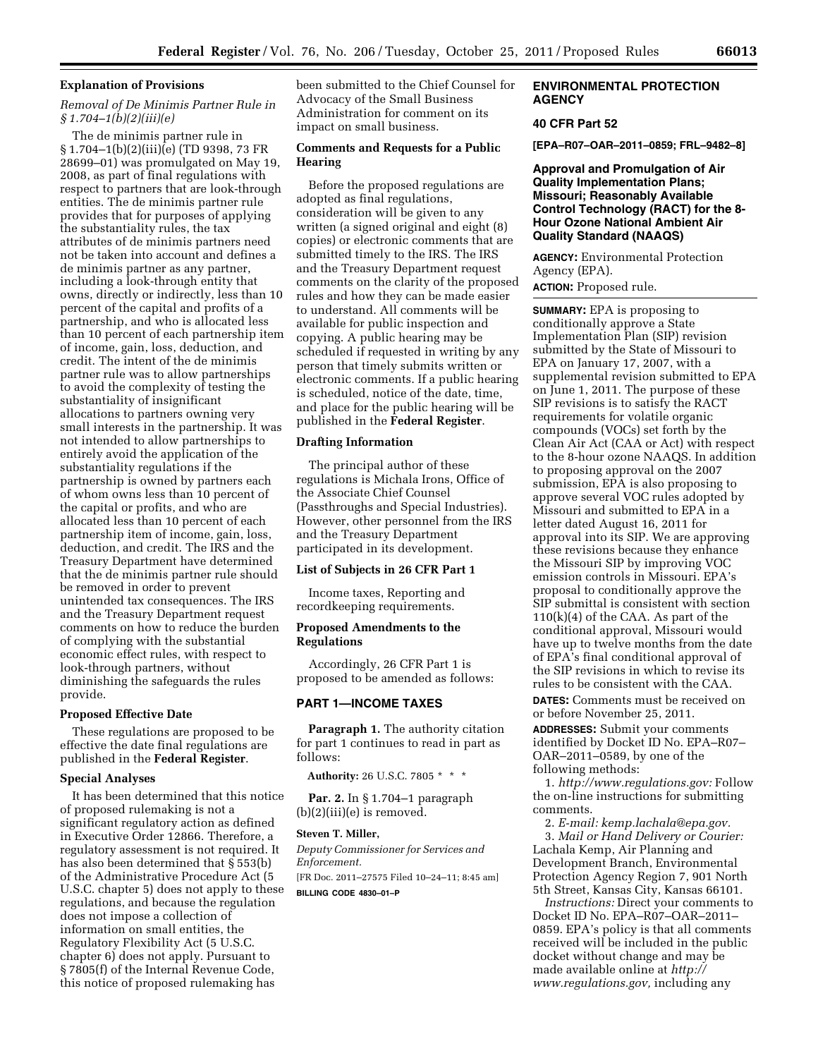**Explanation of Provisions**

*Removal of De Minimis Partner Rule in § 1.704–1(b)(2)(iii)(e)*

The de minimis partner rule in § 1.704–1(b)(2)(iii)(e) (TD 9398, 73 FR 28699–01) was promulgated on May 19, 2008, as part of final regulations with respect to partners that are look-through entities. The de minimis partner rule provides that for purposes of applying the substantiality rules, the tax attributes of de minimis partners need not be taken into account and defines a de minimis partner as any partner, including a look-through entity that owns, directly or indirectly, less than 10 percent of the capital and profits of a partnership, and who is allocated less than 10 percent of each partnership item of income, gain, loss, deduction, and credit. The intent of the de minimis partner rule was to allow partnerships to avoid the complexity of testing the substantiality of insignificant allocations to partners owning very small interests in the partnership. It was not intended to allow partnerships to entirely avoid the application of the substantiality regulations if the partnership is owned by partners each of whom owns less than 10 percent of the capital or profits, and who are allocated less than 10 percent of each partnership item of income, gain, loss, deduction, and credit. The IRS and the Treasury Department have determined that the de minimis partner rule should be removed in order to prevent unintended tax consequences. The IRS and the Treasury Department request comments on how to reduce the burden of complying with the substantial economic effect rules, with respect to look-through partners, without diminishing the safeguards the rules provide.

**Proposed Effective Date**

These regulations are proposed to be effective the date final regulations are published in the **Federal Register**.

**Special Analyses**

It has been determined that this notice of proposed rulemaking is not a significant regulatory action as defined in Executive Order 12866. Therefore, a regulatory assessment is not required. It has also been determined that § 553(b) of the Administrative Procedure Act (5 U.S.C. chapter 5) does not apply to these regulations, and because the regulation does not impose a collection of information on small entities, the Regulatory Flexibility Act (5 U.S.C. chapter 6) does not apply. Pursuant to § 7805(f) of the Internal Revenue Code, this notice of proposed rulemaking has been submitted to the Chief Counsel for Advocacy of the Small Business Administration for comment on its impact on small business.

**Comments and Requests for a Public Hearing**

Before the proposed regulations are adopted as final regulations, consideration will be given to any written (a signed original and eight (8) copies) or electronic comments that are submitted timely to the IRS. The IRS and the Treasury Department request comments on the clarity of the proposed rules and how they can be made easier to understand. All comments will be available for public inspection and copying. A public hearing may be scheduled if requested in writing by any person that timely submits written or electronic comments. If a public hearing is scheduled, notice of the date, time, and place for the public hearing will be published in the **Federal Register**.

**Drafting Information**

The principal author of these regulations is Michala Irons, Office of the Associate Chief Counsel (Passthroughs and Special Industries). However, other personnel from the IRS and the Treasury Department participated in its development.

**List of Subjects in 26 CFR Part 1**

Income taxes, Reporting and recordkeeping requirements.

**Proposed Amendments to the Regulations**

Accordingly, 26 CFR Part 1 is proposed to be amended as follows:

## PART 1—INCOME TAXES

**Paragraph 1.** The authority citation for part 1 continues to read in part as follows:

**Authority:** 26 U.S.C. 7805 * * *

**Par. 2.** In § 1.704–1 paragraph (b)(2)(iii)(e) is removed.

**Steven T. Miller,**

*Deputy Commissioner for Services and Enforcement.*

[FR Doc. 2011–27575 Filed 10–24–11; 8:45 am]

**BILLING CODE 4830–01–P**

## ENVIRONMENTAL PROTECTION AGENCY

## 40 CFR Part 52

**[EPA–R07–OAR–2011–0859; FRL–9482–8]**

## Approval and Promulgation of Air Quality Implementation Plans; Missouri; Reasonably Available Control Technology (RACT) for the 8-Hour Ozone National Ambient Air Quality Standard (NAAQS)

**AGENCY:** Environmental Protection Agency (EPA).

**ACTION:** Proposed rule.

**SUMMARY:** EPA is proposing to conditionally approve a State Implementation Plan (SIP) revision submitted by the State of Missouri to EPA on January 17, 2007, with a supplemental revision submitted to EPA on June 1, 2011. The purpose of these SIP revisions is to satisfy the RACT requirements for volatile organic compounds (VOCs) set forth by the Clean Air Act (CAA or Act) with respect to the 8-hour ozone NAAQS. In addition to proposing approval on the 2007 submission, EPA is also proposing to approve several VOC rules adopted by Missouri and submitted to EPA in a letter dated August 16, 2011 for approval into its SIP. We are approving these revisions because they enhance the Missouri SIP by improving VOC emission controls in Missouri. EPA's proposal to conditionally approve the SIP submittal is consistent with section 110(k)(4) of the CAA. As part of the conditional approval, Missouri would have up to twelve months from the date of EPA's final conditional approval of the SIP revisions in which to revise its rules to be consistent with the CAA.

**DATES:** Comments must be received on or before November 25, 2011.

**ADDRESSES:** Submit your comments identified by Docket ID No. EPA–R07–OAR–2011–0589, by one of the following methods:

1. *http://www.regulations.gov:* Follow the on-line instructions for submitting comments.

2. *E-mail: kemp.lachala@epa.gov.*

3. *Mail or Hand Delivery or Courier:* Lachala Kemp, Air Planning and Development Branch, Environmental Protection Agency Region 7, 901 North 5th Street, Kansas City, Kansas 66101.

*Instructions:* Direct your comments to Docket ID No. EPA–R07–OAR–2011–0859. EPA's policy is that all comments received will be included in the public docket without change and may be made available online at *http://www.regulations.gov,* including any